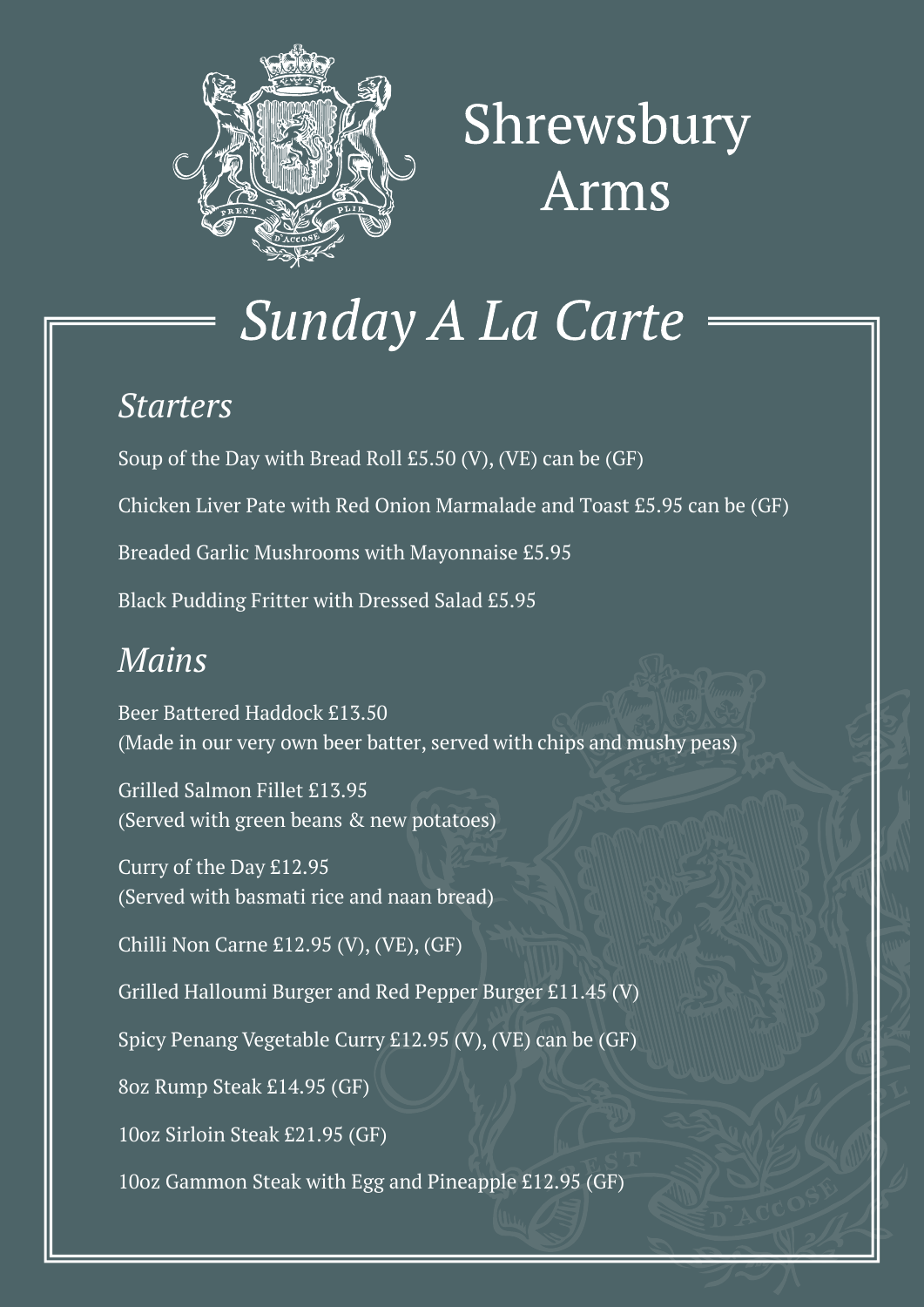# Shrewsbury Arms

## *Sunday A La Carte*

### *Starters*

Soup of the Day with Bread Roll £5.50 (V), (VE) can be (GF)

Chicken Liver Pate with Red Onion Marmalade and Toast £5.95 can be (GF)

Breaded Garlic Mushrooms with Mayonnaise £5.95

Black Pudding Fritter with Dressed Salad £5.95

### *Mains*

Beer Battered Haddock £13.50
(Made in our very own beer batter, served with chips and mushy peas)

Grilled Salmon Fillet £13.95
(Served with green beans & new potatoes)

Curry of the Day £12.95
(Served with basmati rice and naan bread)

Chilli Non Carne £12.95 (V), (VE), (GF)

Grilled Halloumi Burger and Red Pepper Burger £11.45 (V)

Spicy Penang Vegetable Curry £12.95 (V), (VE) can be (GF)

8oz Rump Steak £14.95 (GF)

10oz Sirloin Steak £21.95 (GF)

10oz Gammon Steak with Egg and Pineapple £12.95 (GF)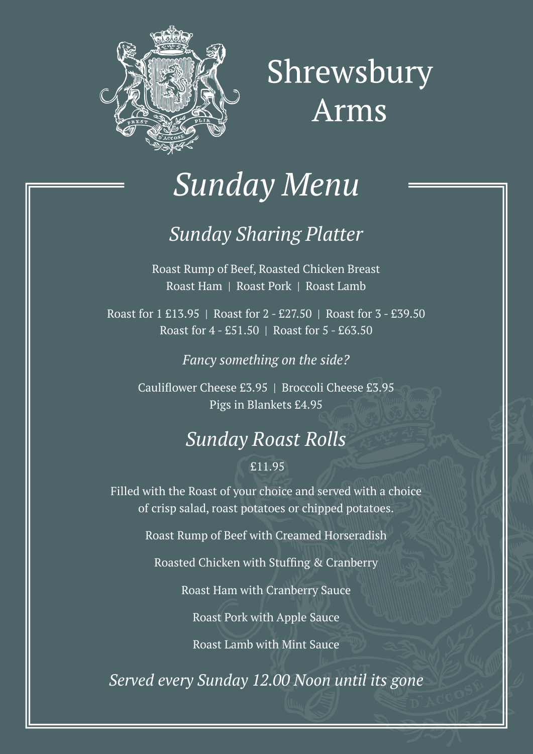# Shrewsbury Arms

## *Sunday Menu*

### *Sunday Sharing Platter*

Roast Rump of Beef, Roasted Chicken Breast
Roast Ham | Roast Pork | Roast Lamb

Roast for 1 £13.95 | Roast for 2 - £27.50 | Roast for 3 - £39.50
Roast for 4 - £51.50 | Roast for 5 - £63.50

*Fancy something on the side?*

Cauliflower Cheese £3.95 | Broccoli Cheese £3.95
Pigs in Blankets £4.95

### *Sunday Roast Rolls*

£11.95

Filled with the Roast of your choice and served with a choice of crisp salad, roast potatoes or chipped potatoes.

Roast Rump of Beef with Creamed Horseradish

Roasted Chicken with Stuffing & Cranberry

Roast Ham with Cranberry Sauce

Roast Pork with Apple Sauce

Roast Lamb with Mint Sauce

*Served every Sunday 12.00 Noon until its gone*